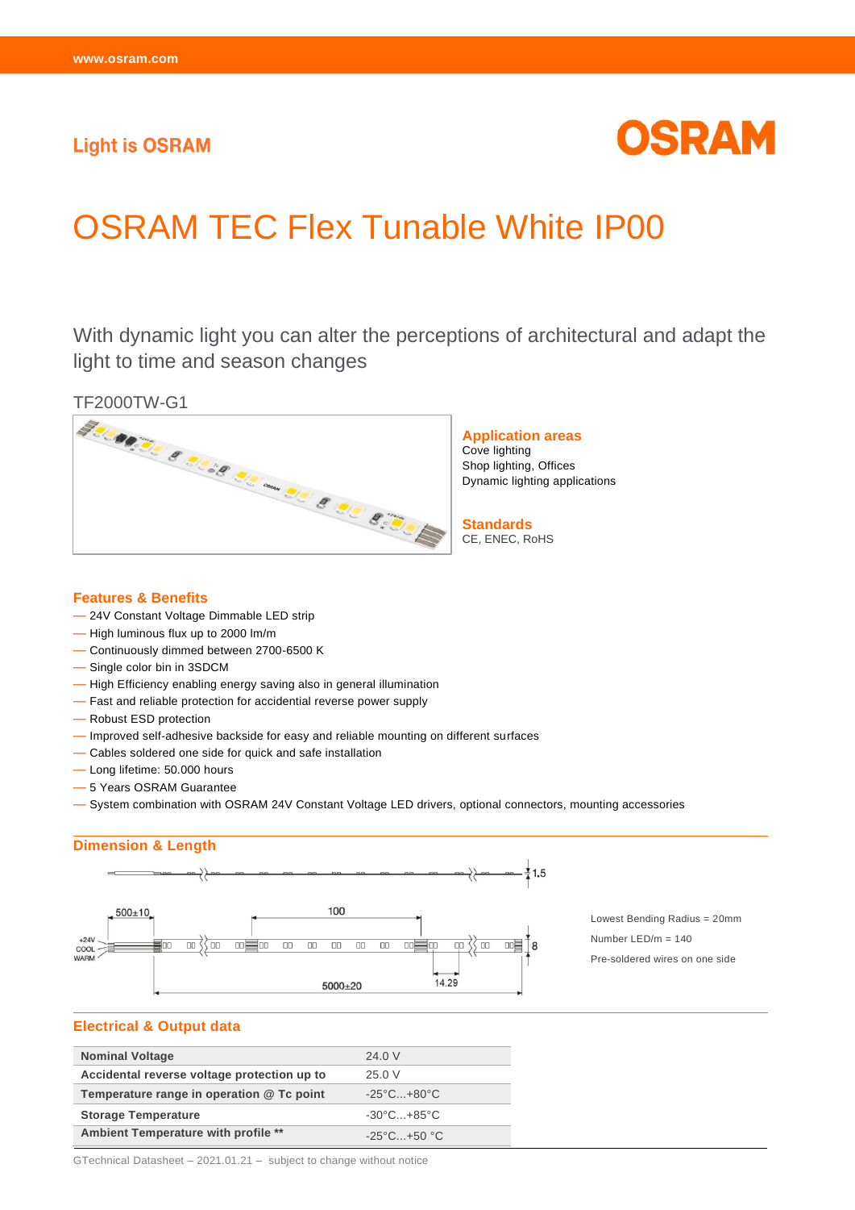www.osram.com

Light is OSRAM

OSRAM

# OSRAM TEC Flex Tunable White IP00

## With dynamic light you can alter the perceptions of architectural and adapt the light to time and season changes

TF2000TW-G1

### Application areas

Cove lighting
Shop lighting, Offices
Dynamic lighting applications

### Standards

CE, ENEC, RoHS

### Features & Benefits

- 24V Constant Voltage Dimmable LED strip
- High luminous flux up to 2000 lm/m
- Continuously dimmed between 2700-6500 K
- Single color bin in 3SDCM
- High Efficiency enabling energy saving also in general illumination
- Fast and reliable protection for accidential reverse power supply
- Robust ESD protection
- Improved self-adhesive backside for easy and reliable mounting on different surfaces
- Cables soldered one side for quick and safe installation
- Long lifetime: 50.000 hours
- 5 Years OSRAM Guarantee
- System combination with OSRAM 24V Constant Voltage LED drivers, optional connectors, mounting accessories

### Dimension & Length

1.5
500±10
100
+24V
COOL
WARM
8
5000±20
14.29

Lowest Bending Radius = 20mm

Number LED/m = 140

Pre-soldered wires on one side

### Electrical & Output data

| | |
|---|---|
| **Nominal Voltage** | 24.0 V |
| **Accidental reverse voltage protection up to** | 25.0 V |
| **Temperature range in operation @ Tc point** | -25°C...+80°C |
| **Storage Temperature** | -30°C...+85°C |
| **Ambient Temperature with profile \*\*** | -25°C...+50 °C |

GTechnical Datasheet – 2021.01.21 – subject to change without notice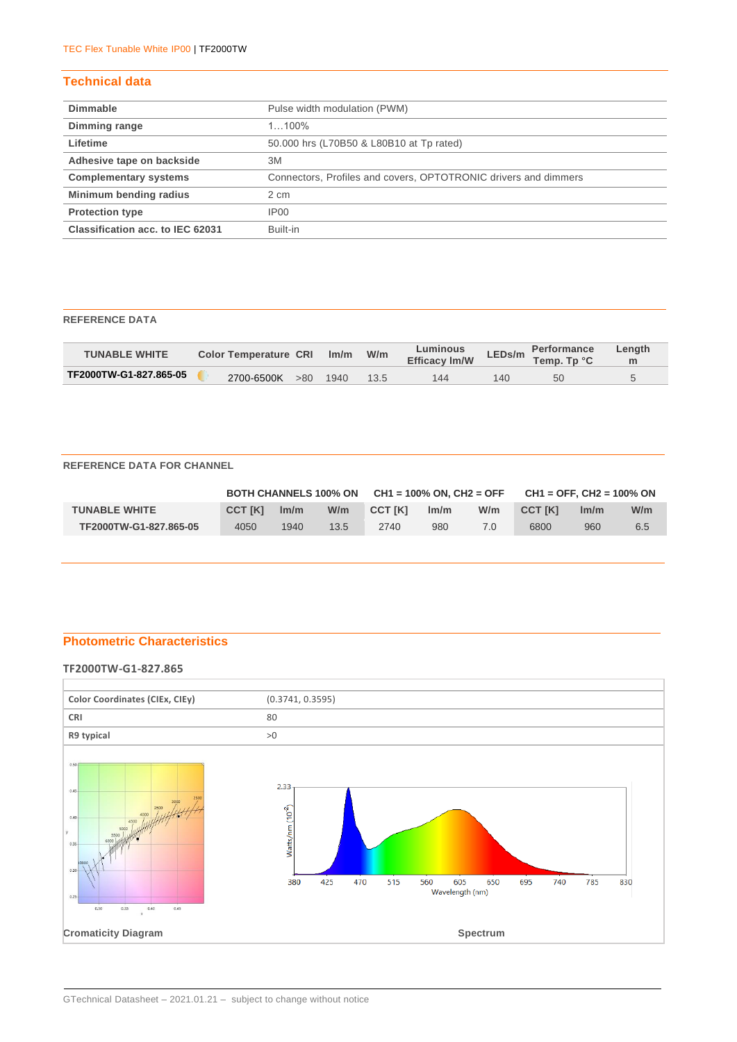## Technical data

| | |
|---|---|
| **Dimmable** | Pulse width modulation (PWM) |
| **Dimming range** | 1…100% |
| **Lifetime** | 50.000 hrs (L70B50 & L80B10 at Tp rated) |
| **Adhesive tape on backside** | 3M |
| **Complementary systems** | Connectors, Profiles and covers, OPTOTRONIC drivers and dimmers |
| **Minimum bending radius** | 2 cm |
| **Protection type** | IP00 |
| **Classification acc. to IEC 62031** | Built-in |

### REFERENCE DATA

| TUNABLE WHITE | Color Temperature | CRI | lm/m | W/m | Luminous Efficacy lm/W | LEDs/m | Performance Temp. Tp °C | Length m |
|---|---|---|---|---|---|---|---|---|
| **TF2000TW-G1-827.865-05** | 2700-6500K | >80 | 1940 | 13.5 | 144 | 140 | 50 | 5 |

### REFERENCE DATA FOR CHANNEL

| | BOTH CHANNELS 100% ON | | | CH1 = 100% ON, CH2 = OFF | | | CH1 = OFF, CH2 = 100% ON | | |
|---|---|---|---|---|---|---|---|---|---|
| **TUNABLE WHITE** | **CCT [K]** | **lm/m** | **W/m** | **CCT [K]** | **lm/m** | **W/m** | **CCT [K]** | **lm/m** | **W/m** |
| **TF2000TW-G1-827.865-05** | 4050 | 1940 | 13.5 | 2740 | 980 | 7.0 | 6800 | 960 | 6.5 |

## Photometric Characteristics

### TF2000TW-G1-827.865

| | |
|---|---|
| **Color Coordinates (CIEx, CIEy)** | (0.3741, 0.3595) |
| **CRI** | 80 |
| **R9 typical** | >0 |

0.50
0.45
0.40
0.35
0.30
0.25
y
0.30 0.35 0.40 0.45
x
2500 3000 3500 4000 4500 5000 5500 6500 10000

Cromaticity Diagram

2.33
Watts/nm (10$^{-2}$)
380 425 470 515 560 605 650 695 740 785 830
Wavelength (nm)

Spectrum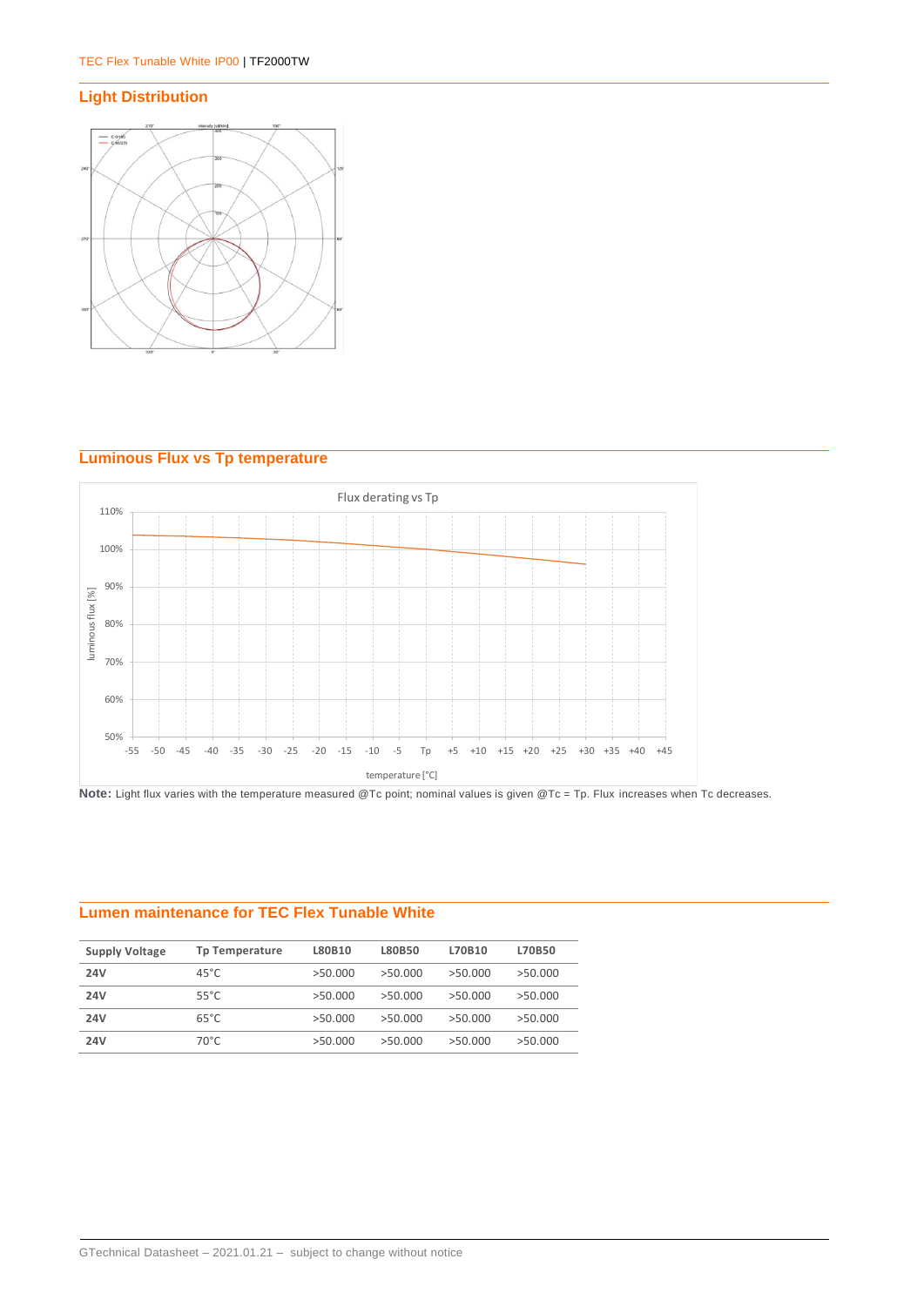## Light Distribution

C-0/180
C-90/270

Intensity [cd/klm]

400
300
200
100

210° 180° 150°
240° 120°
270° 90°
300° 60°
330° 0° 30°

## Luminous Flux vs Tp temperature

Flux derating vs Tp

110%
100%
90%
80%
70%
60%
50%

luminous flux [%]

-55 -50 -45 -40 -35 -30 -25 -20 -15 -10 -5 Tp +5 +10 +15 +20 +25 +30 +35 +40 +45

temperature [°C]

**Note:** Light flux varies with the temperature measured @Tc point; nominal values is given @Tc = Tp. Flux increases when Tc decreases.

## Lumen maintenance for TEC Flex Tunable White

| Supply Voltage | Tp Temperature | L80B10 | L80B50 | L70B10 | L70B50 |
| --- | --- | --- | --- | --- | --- |
| **24V** | 45°C | >50.000 | >50.000 | >50.000 | >50.000 |
| **24V** | 55°C | >50.000 | >50.000 | >50.000 | >50.000 |
| **24V** | 65°C | >50.000 | >50.000 | >50.000 | >50.000 |
| **24V** | 70°C | >50.000 | >50.000 | >50.000 | >50.000 |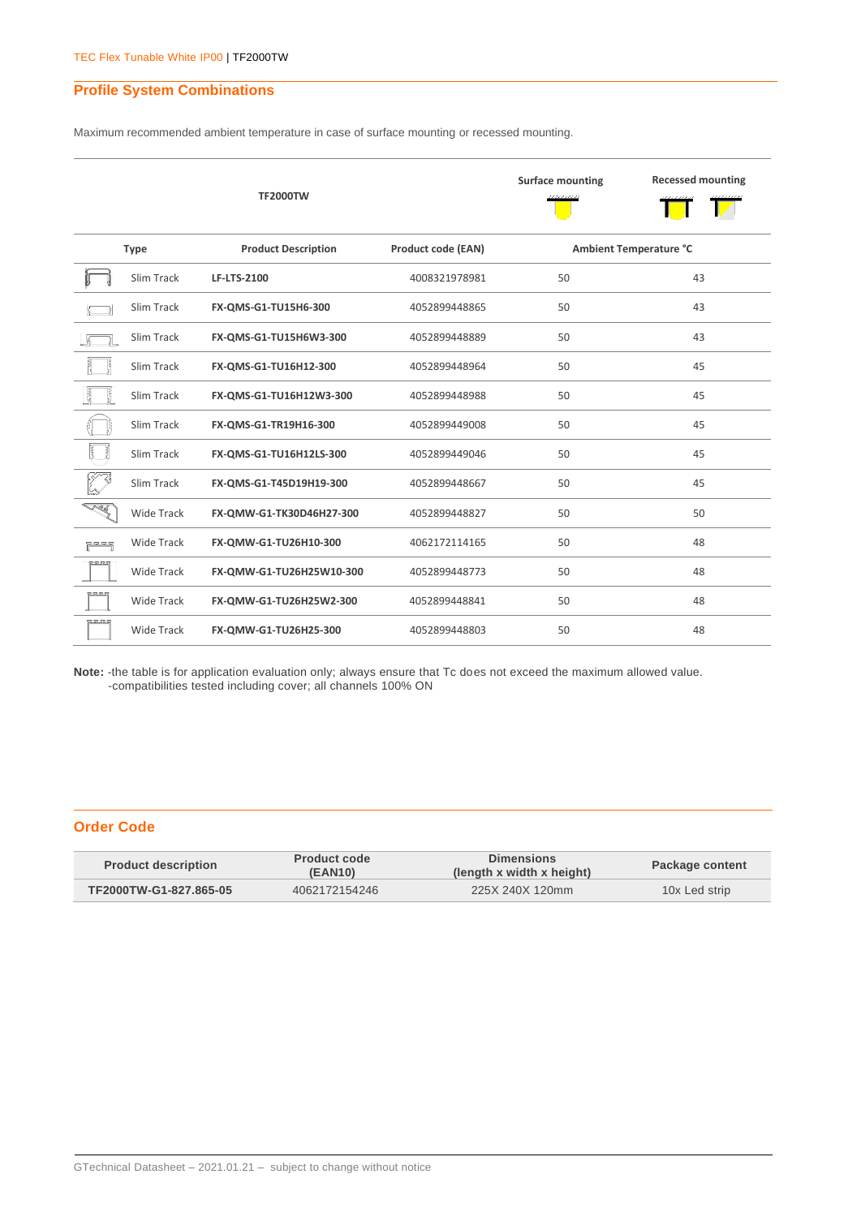## Profile System Combinations

Maximum recommended ambient temperature in case of surface mounting or recessed mounting.

| TF2000TW | | | Surface mounting | Recessed mounting |
|---|---|---|---|---|
| **Type** | **Product Description** | **Product code (EAN)** | **Ambient Temperature °C** | |
| Slim Track | **LF-LTS-2100** | 4008321978981 | 50 | 43 |
| Slim Track | **FX-QMS-G1-TU15H6-300** | 4052899448865 | 50 | 43 |
| Slim Track | **FX-QMS-G1-TU15H6W3-300** | 4052899448889 | 50 | 43 |
| Slim Track | **FX-QMS-G1-TU16H12-300** | 4052899448964 | 50 | 45 |
| Slim Track | **FX-QMS-G1-TU16H12W3-300** | 4052899448988 | 50 | 45 |
| Slim Track | **FX-QMS-G1-TR19H16-300** | 4052899449008 | 50 | 45 |
| Slim Track | **FX-QMS-G1-TU16H12LS-300** | 4052899449046 | 50 | 45 |
| Slim Track | **FX-QMS-G1-T45D19H19-300** | 4052899448667 | 50 | 45 |
| Wide Track | **FX-QMW-G1-TK30D46H27-300** | 4052899448827 | 50 | 50 |
| Wide Track | **FX-QMW-G1-TU26H10-300** | 4062172114165 | 50 | 48 |
| Wide Track | **FX-QMW-G1-TU26H25W10-300** | 4052899448773 | 50 | 48 |
| Wide Track | **FX-QMW-G1-TU26H25W2-300** | 4052899448841 | 50 | 48 |
| Wide Track | **FX-QMW-G1-TU26H25-300** | 4052899448803 | 50 | 48 |

**Note:** -the table is for application evaluation only; always ensure that Tc does not exceed the maximum allowed value.
-compatibilities tested including cover; all channels 100% ON

## Order Code

| Product description | Product code (EAN10) | Dimensions (length x width x height) | Package content |
|---|---|---|---|
| **TF2000TW-G1-827.865-05** | 4062172154246 | 225X 240X 120mm | 10x Led strip |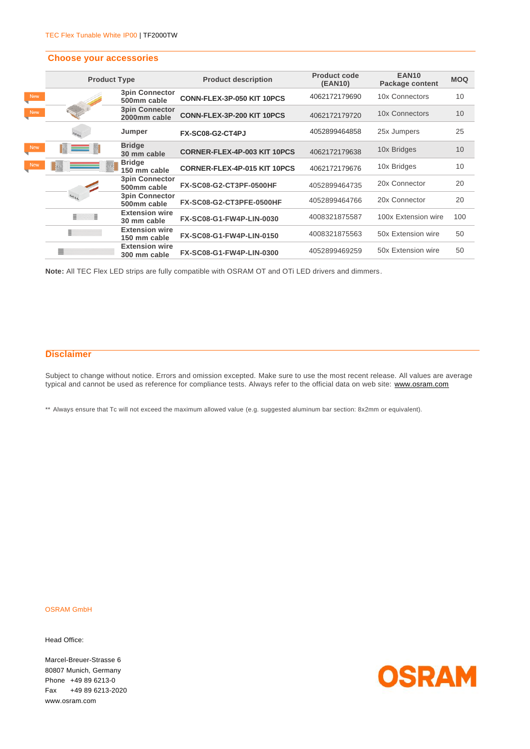## Choose your accessories

| Product Type | | Product description | Product code (EAN10) | EAN10 Package content | MOQ |
|---|---|---|---|---|---|
| New | 3pin Connector 500mm cable | CONN-FLEX-3P-050 KIT 10PCS | 4062172179690 | 10x Connectors | 10 |
| New | 3pin Connector 2000mm cable | CONN-FLEX-3P-200 KIT 10PCS | 4062172179720 | 10x Connectors | 10 |
| | Jumper | FX-SC08-G2-CT4PJ | 4052899464858 | 25x Jumpers | 25 |
| New | Bridge 30 mm cable | CORNER-FLEX-4P-003 KIT 10PCS | 4062172179638 | 10x Bridges | 10 |
| New | Bridge 150 mm cable | CORNER-FLEX-4P-015 KIT 10PCS | 4062172179676 | 10x Bridges | 10 |
| | 3pin Connector 500mm cable | FX-SC08-G2-CT3PF-0500HF | 4052899464735 | 20x Connector | 20 |
| | 3pin Connector 500mm cable | FX-SC08-G2-CT3PFE-0500HF | 4052899464766 | 20x Connector | 20 |
| | Extension wire 30 mm cable | FX-SC08-G1-FW4P-LIN-0030 | 4008321875587 | 100x Extension wire | 100 |
| | Extension wire 150 mm cable | FX-SC08-G1-FW4P-LIN-0150 | 4008321875563 | 50x Extension wire | 50 |
| | Extension wire 300 mm cable | FX-SC08-G1-FW4P-LIN-0300 | 4052899469259 | 50x Extension wire | 50 |

**Note:** All TEC Flex LED strips are fully compatible with OSRAM OT and OTi LED drivers and dimmers.

## Disclaimer

Subject to change without notice. Errors and omission excepted. Make sure to use the most recent release. All values are average typical and cannot be used as reference for compliance tests. Always refer to the official data on web site: www.osram.com

** Always ensure that Tc will not exceed the maximum allowed value (e.g. suggested aluminum bar section: 8x2mm or equivalent).

OSRAM GmbH

Head Office:

Marcel-Breuer-Strasse 6
80807 Munich, Germany
Phone +49 89 6213-0
Fax +49 89 6213-2020
www.osram.com

OSRAM